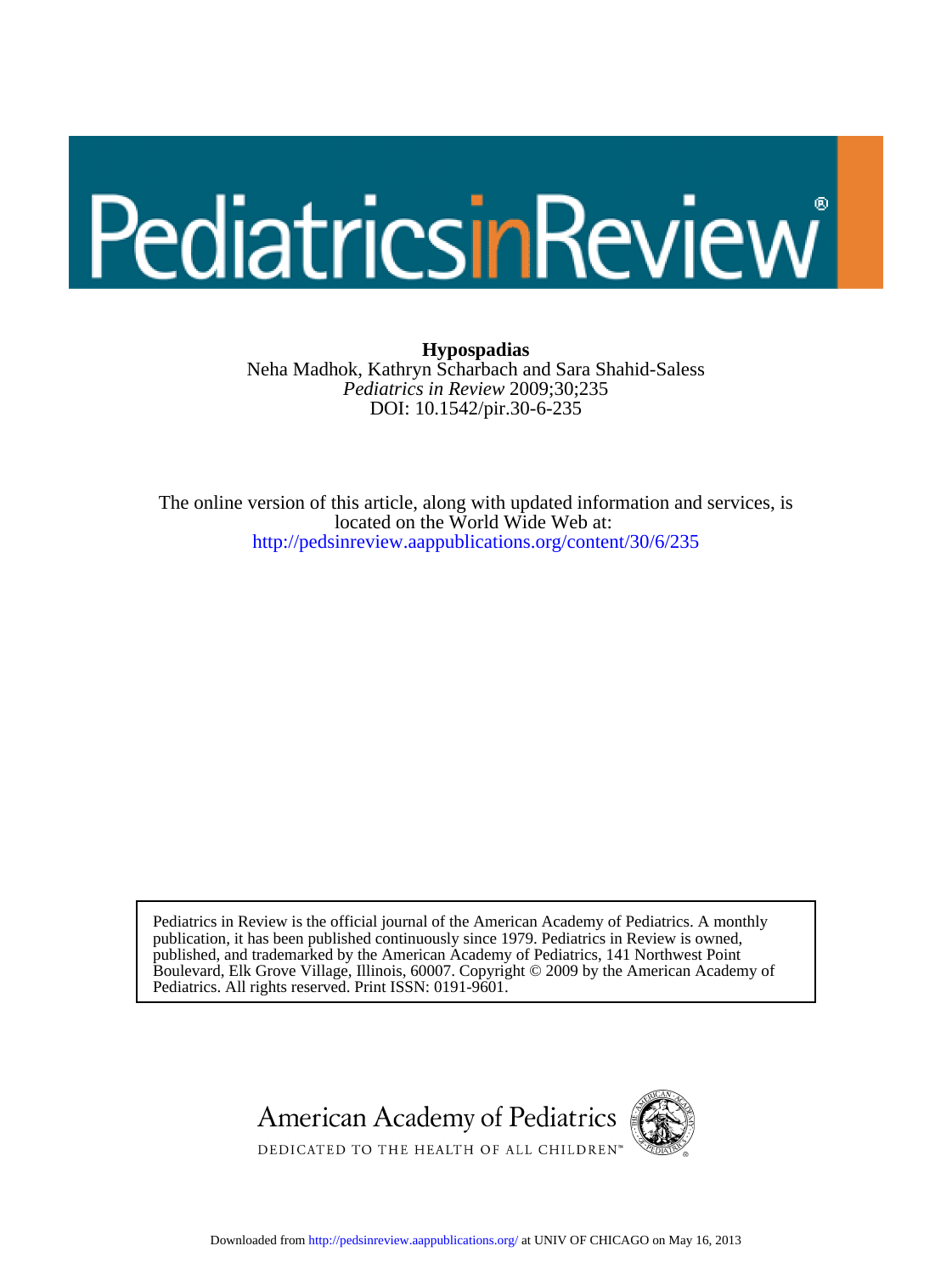# Hypospadias

Neha Madhok, Kathryn Scharbach and Sara Shahid-Saless

*Pediatrics in Review* 2009;30;235

DOI: 10.1542/pir.30-6-235

The online version of this article, along with updated information and services, is located on the World Wide Web at:

http://pedsinreview.aappublications.org/content/30/6/235

Pediatrics in Review is the official journal of the American Academy of Pediatrics. A monthly publication, it has been published continuously since 1979. Pediatrics in Review is owned, published, and trademarked by the American Academy of Pediatrics, 141 Northwest Point Boulevard, Elk Grove Village, Illinois, 60007. Copyright © 2009 by the American Academy of Pediatrics. All rights reserved. Print ISSN: 0191-9601.

American Academy of Pediatrics

DEDICATED TO THE HEALTH OF ALL CHILDREN™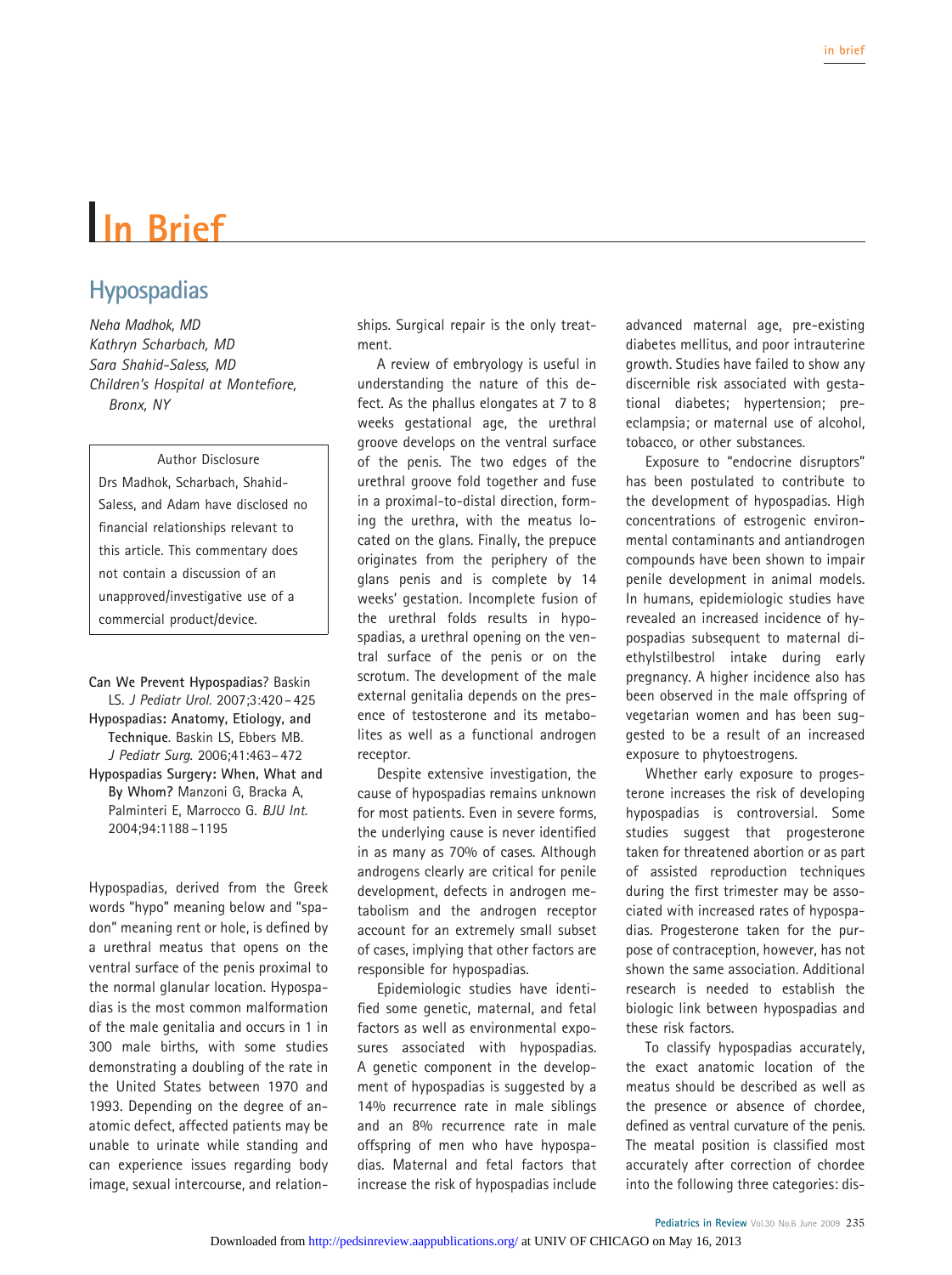# In Brief

## Hypospadias

*Neha Madhok, MD*
*Kathryn Scharbach, MD*
*Sara Shahid-Saless, MD*
*Children's Hospital at Montefiore, Bronx, NY*

> Author Disclosure
> Drs Madhok, Scharbach, Shahid-Saless, and Adam have disclosed no financial relationships relevant to this article. This commentary does not contain a discussion of an unapproved/investigative use of a commercial product/device.

**Can We Prevent Hypospadias?** Baskin LS. *J Pediatr Urol.* 2007;3:420–425

**Hypospadias: Anatomy, Etiology, and Technique.** Baskin LS, Ebbers MB. *J Pediatr Surg.* 2006;41:463–472

**Hypospadias Surgery: When, What and By Whom?** Manzoni G, Bracka A, Palminteri E, Marrocco G. *BJU Int.* 2004;94:1188–1195

Hypospadias, derived from the Greek words "hypo" meaning below and "spadon" meaning rent or hole, is defined by a urethral meatus that opens on the ventral surface of the penis proximal to the normal glanular location. Hypospadias is the most common malformation of the male genitalia and occurs in 1 in 300 male births, with some studies demonstrating a doubling of the rate in the United States between 1970 and 1993. Depending on the degree of anatomic defect, affected patients may be unable to urinate while standing and can experience issues regarding body image, sexual intercourse, and relationships. Surgical repair is the only treatment.

A review of embryology is useful in understanding the nature of this defect. As the phallus elongates at 7 to 8 weeks gestational age, the urethral groove develops on the ventral surface of the penis. The two edges of the urethral groove fold together and fuse in a proximal-to-distal direction, forming the urethra, with the meatus located on the glans. Finally, the prepuce originates from the periphery of the glans penis and is complete by 14 weeks' gestation. Incomplete fusion of the urethral folds results in hypospadias, a urethral opening on the ventral surface of the penis or on the scrotum. The development of the male external genitalia depends on the presence of testosterone and its metabolites as well as a functional androgen receptor.

Despite extensive investigation, the cause of hypospadias remains unknown for most patients. Even in severe forms, the underlying cause is never identified in as many as 70% of cases. Although androgens clearly are critical for penile development, defects in androgen metabolism and the androgen receptor account for an extremely small subset of cases, implying that other factors are responsible for hypospadias.

Epidemiologic studies have identified some genetic, maternal, and fetal factors as well as environmental exposures associated with hypospadias. A genetic component in the development of hypospadias is suggested by a 14% recurrence rate in male siblings and an 8% recurrence rate in male offspring of men who have hypospadias. Maternal and fetal factors that increase the risk of hypospadias include advanced maternal age, pre-existing diabetes mellitus, and poor intrauterine growth. Studies have failed to show any discernible risk associated with gestational diabetes; hypertension; preeclampsia; or maternal use of alcohol, tobacco, or other substances.

Exposure to "endocrine disruptors" has been postulated to contribute to the development of hypospadias. High concentrations of estrogenic environmental contaminants and antiandrogen compounds have been shown to impair penile development in animal models. In humans, epidemiologic studies have revealed an increased incidence of hypospadias subsequent to maternal diethylstilbestrol intake during early pregnancy. A higher incidence also has been observed in the male offspring of vegetarian women and has been suggested to be a result of an increased exposure to phytoestrogens.

Whether early exposure to progesterone increases the risk of developing hypospadias is controversial. Some studies suggest that progesterone taken for threatened abortion or as part of assisted reproduction techniques during the first trimester may be associated with increased rates of hypospadias. Progesterone taken for the purpose of contraception, however, has not shown the same association. Additional research is needed to establish the biologic link between hypospadias and these risk factors.

To classify hypospadias accurately, the exact anatomic location of the meatus should be described as well as the presence or absence of chordee, defined as ventral curvature of the penis. The meatal position is classified most accurately after correction of chordee into the following three categories: dis-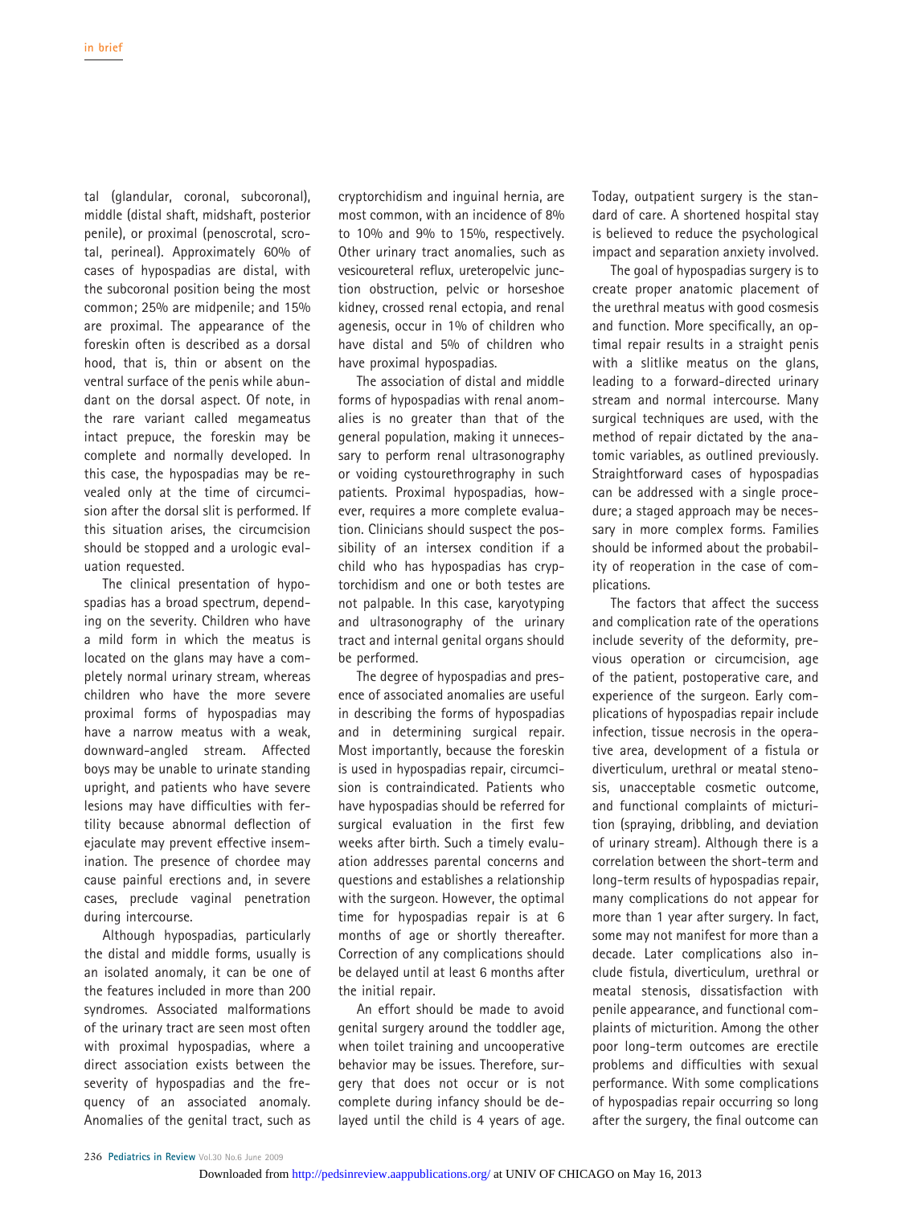tal (glandular, coronal, subcoronal), middle (distal shaft, midshaft, posterior penile), or proximal (penoscrotal, scrotal, perineal). Approximately 60% of cases of hypospadias are distal, with the subcoronal position being the most common; 25% are midpenile; and 15% are proximal. The appearance of the foreskin often is described as a dorsal hood, that is, thin or absent on the ventral surface of the penis while abundant on the dorsal aspect. Of note, in the rare variant called megameatus intact prepuce, the foreskin may be complete and normally developed. In this case, the hypospadias may be revealed only at the time of circumcision after the dorsal slit is performed. If this situation arises, the circumcision should be stopped and a urologic evaluation requested.

The clinical presentation of hypospadias has a broad spectrum, depending on the severity. Children who have a mild form in which the meatus is located on the glans may have a completely normal urinary stream, whereas children who have the more severe proximal forms of hypospadias may have a narrow meatus with a weak, downward-angled stream. Affected boys may be unable to urinate standing upright, and patients who have severe lesions may have difficulties with fertility because abnormal deflection of ejaculate may prevent effective insemination. The presence of chordee may cause painful erections and, in severe cases, preclude vaginal penetration during intercourse.

Although hypospadias, particularly the distal and middle forms, usually is an isolated anomaly, it can be one of the features included in more than 200 syndromes. Associated malformations of the urinary tract are seen most often with proximal hypospadias, where a direct association exists between the severity of hypospadias and the frequency of an associated anomaly. Anomalies of the genital tract, such as cryptorchidism and inguinal hernia, are most common, with an incidence of 8% to 10% and 9% to 15%, respectively. Other urinary tract anomalies, such as vesicoureteral reflux, ureteropelvic junction obstruction, pelvic or horseshoe kidney, crossed renal ectopia, and renal agenesis, occur in 1% of children who have distal and 5% of children who have proximal hypospadias.

The association of distal and middle forms of hypospadias with renal anomalies is no greater than that of the general population, making it unnecessary to perform renal ultrasonography or voiding cystourethrography in such patients. Proximal hypospadias, however, requires a more complete evaluation. Clinicians should suspect the possibility of an intersex condition if a child who has hypospadias has cryptorchidism and one or both testes are not palpable. In this case, karyotyping and ultrasonography of the urinary tract and internal genital organs should be performed.

The degree of hypospadias and presence of associated anomalies are useful in describing the forms of hypospadias and in determining surgical repair. Most importantly, because the foreskin is used in hypospadias repair, circumcision is contraindicated. Patients who have hypospadias should be referred for surgical evaluation in the first few weeks after birth. Such a timely evaluation addresses parental concerns and questions and establishes a relationship with the surgeon. However, the optimal time for hypospadias repair is at 6 months of age or shortly thereafter. Correction of any complications should be delayed until at least 6 months after the initial repair.

An effort should be made to avoid genital surgery around the toddler age, when toilet training and uncooperative behavior may be issues. Therefore, surgery that does not occur or is not complete during infancy should be delayed until the child is 4 years of age. Today, outpatient surgery is the standard of care. A shortened hospital stay is believed to reduce the psychological impact and separation anxiety involved.

The goal of hypospadias surgery is to create proper anatomic placement of the urethral meatus with good cosmesis and function. More specifically, an optimal repair results in a straight penis with a slitlike meatus on the glans, leading to a forward-directed urinary stream and normal intercourse. Many surgical techniques are used, with the method of repair dictated by the anatomic variables, as outlined previously. Straightforward cases of hypospadias can be addressed with a single procedure; a staged approach may be necessary in more complex forms. Families should be informed about the probability of reoperation in the case of complications.

The factors that affect the success and complication rate of the operations include severity of the deformity, previous operation or circumcision, age of the patient, postoperative care, and experience of the surgeon. Early complications of hypospadias repair include infection, tissue necrosis in the operative area, development of a fistula or diverticulum, urethral or meatal stenosis, unacceptable cosmetic outcome, and functional complaints of micturition (spraying, dribbling, and deviation of urinary stream). Although there is a correlation between the short-term and long-term results of hypospadias repair, many complications do not appear for more than 1 year after surgery. In fact, some may not manifest for more than a decade. Later complications also include fistula, diverticulum, urethral or meatal stenosis, dissatisfaction with penile appearance, and functional complaints of micturition. Among the other poor long-term outcomes are erectile problems and difficulties with sexual performance. With some complications of hypospadias repair occurring so long after the surgery, the final outcome can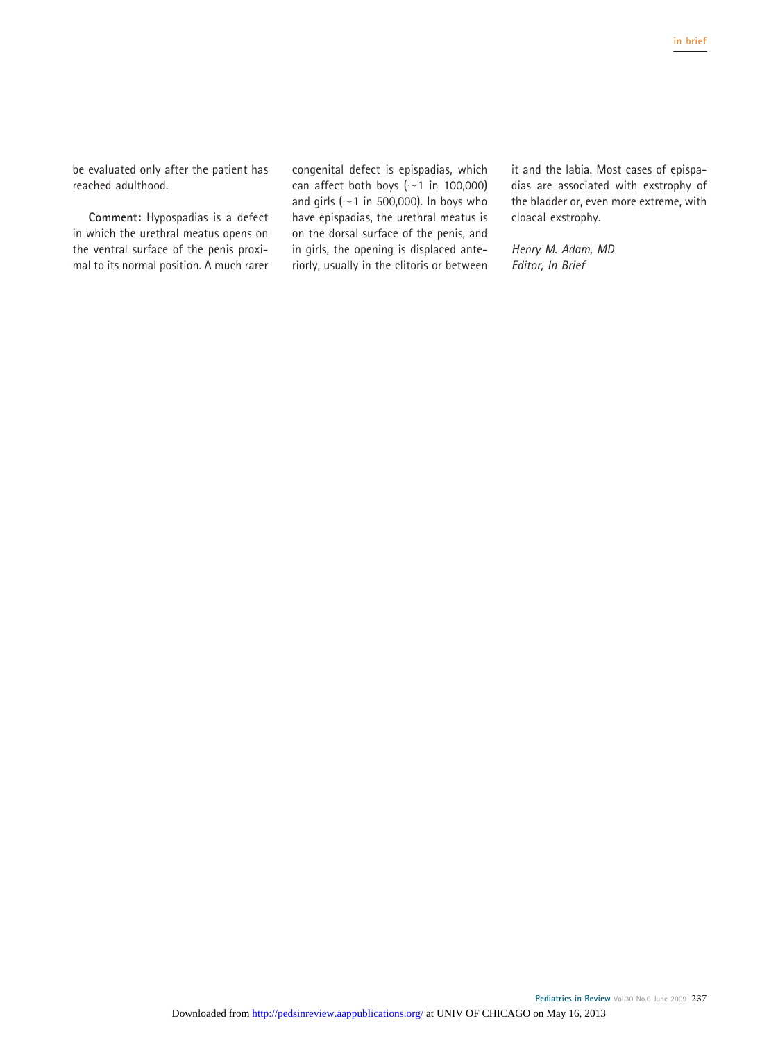be evaluated only after the patient has reached adulthood.

**Comment:** Hypospadias is a defect in which the urethral meatus opens on the ventral surface of the penis proximal to its normal position. A much rarer congenital defect is epispadias, which can affect both boys (~1 in 100,000) and girls (~1 in 500,000). In boys who have epispadias, the urethral meatus is on the dorsal surface of the penis, and in girls, the opening is displaced anteriorly, usually in the clitoris or between it and the labia. Most cases of epispadias are associated with exstrophy of the bladder or, even more extreme, with cloacal exstrophy.

*Henry M. Adam, MD*
*Editor, In Brief*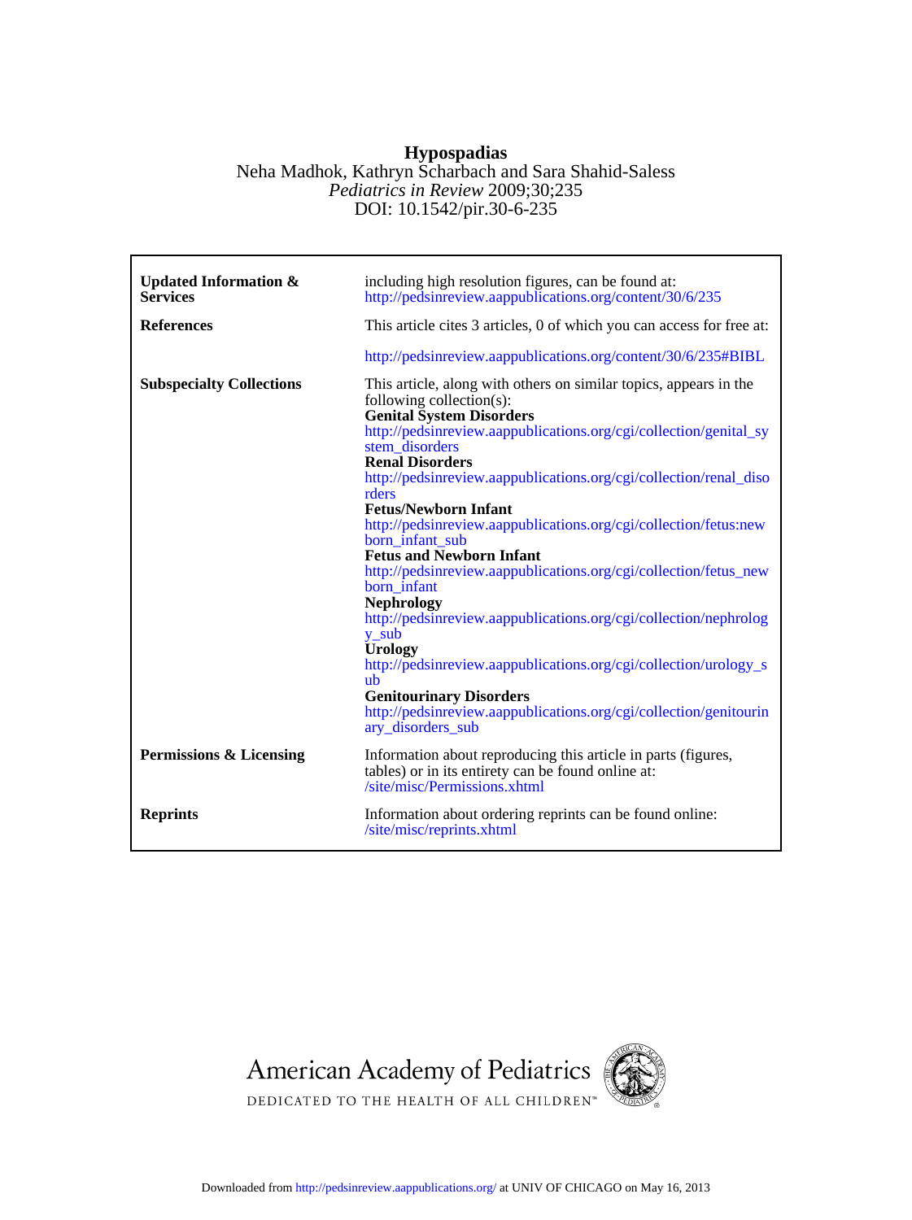# Hypospadias

Neha Madhok, Kathryn Scharbach and Sara Shahid-Saless
*Pediatrics in Review* 2009;30;235
DOI: 10.1542/pir.30-6-235

| | |
|---|---|
| **Updated Information & Services** | including high resolution figures, can be found at: http://pedsinreview.aappublications.org/content/30/6/235 |
| **References** | This article cites 3 articles, 0 of which you can access for free at: http://pedsinreview.aappublications.org/content/30/6/235#BIBL |
| **Subspecialty Collections** | This article, along with others on similar topics, appears in the following collection(s): **Genital System Disorders** http://pedsinreview.aappublications.org/cgi/collection/genital_system_disorders **Renal Disorders** http://pedsinreview.aappublications.org/cgi/collection/renal_disorders **Fetus/Newborn Infant** http://pedsinreview.aappublications.org/cgi/collection/fetus:newborn_infant_sub **Fetus and Newborn Infant** http://pedsinreview.aappublications.org/cgi/collection/fetus_newborn_infant **Nephrology** http://pedsinreview.aappublications.org/cgi/collection/nephrology_sub **Urology** http://pedsinreview.aappublications.org/cgi/collection/urology_sub **Genitourinary Disorders** http://pedsinreview.aappublications.org/cgi/collection/genitourinary_disorders_sub |
| **Permissions & Licensing** | Information about reproducing this article in parts (figures, tables) or in its entirety can be found online at: /site/misc/Permissions.xhtml |
| **Reprints** | Information about ordering reprints can be found online: /site/misc/reprints.xhtml |

American Academy of Pediatrics
DEDICATED TO THE HEALTH OF ALL CHILDREN™

Downloaded from http://pedsinreview.aappublications.org/ at UNIV OF CHICAGO on May 16, 2013